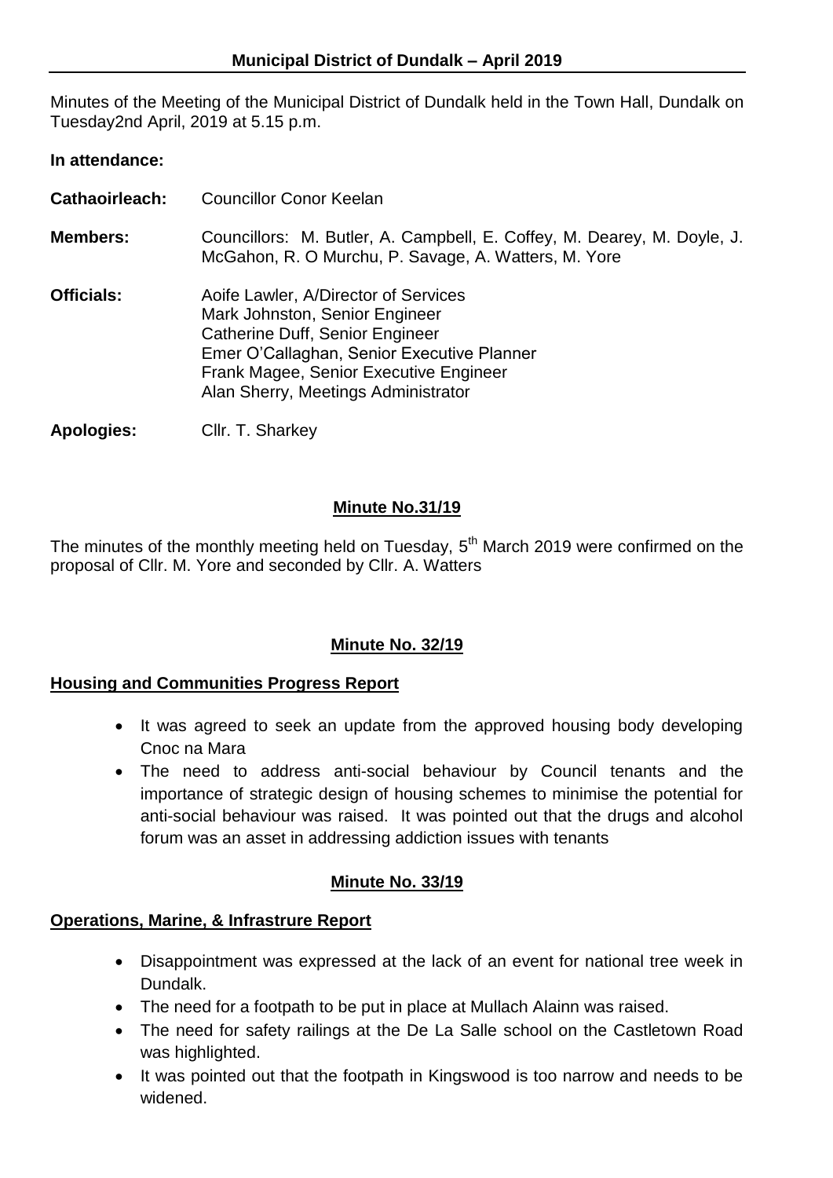## Municipal District of Dundalk – April 2019

Minutes of the Meeting of the Municipal District of Dundalk held in the Town Hall, Dundalk on Tuesday2nd April, 2019 at 5.15 p.m.

**In attendance:**

| | |
|---|---|
| **Cathaoirleach:** | Councillor Conor Keelan |
| **Members:** | Councillors: M. Butler, A. Campbell, E. Coffey, M. Dearey, M. Doyle, J. McGahon, R. O Murchu, P. Savage, A. Watters, M. Yore |
| **Officials:** | Aoife Lawler, A/Director of Services<br>Mark Johnston, Senior Engineer<br>Catherine Duff, Senior Engineer<br>Emer O'Callaghan, Senior Executive Planner<br>Frank Magee, Senior Executive Engineer<br>Alan Sherry, Meetings Administrator |
| **Apologies:** | Cllr. T. Sharkey |

### Minute No.31/19

The minutes of the monthly meeting held on Tuesday, 5th March 2019 were confirmed on the proposal of Cllr. M. Yore and seconded by Cllr. A. Watters

### Minute No. 32/19

**Housing and Communities Progress Report**

- It was agreed to seek an update from the approved housing body developing Cnoc na Mara
- The need to address anti-social behaviour by Council tenants and the importance of strategic design of housing schemes to minimise the potential for anti-social behaviour was raised. It was pointed out that the drugs and alcohol forum was an asset in addressing addiction issues with tenants

### Minute No. 33/19

**Operations, Marine, & Infrastrure Report**

- Disappointment was expressed at the lack of an event for national tree week in Dundalk.
- The need for a footpath to be put in place at Mullach Alainn was raised.
- The need for safety railings at the De La Salle school on the Castletown Road was highlighted.
- It was pointed out that the footpath in Kingswood is too narrow and needs to be widened.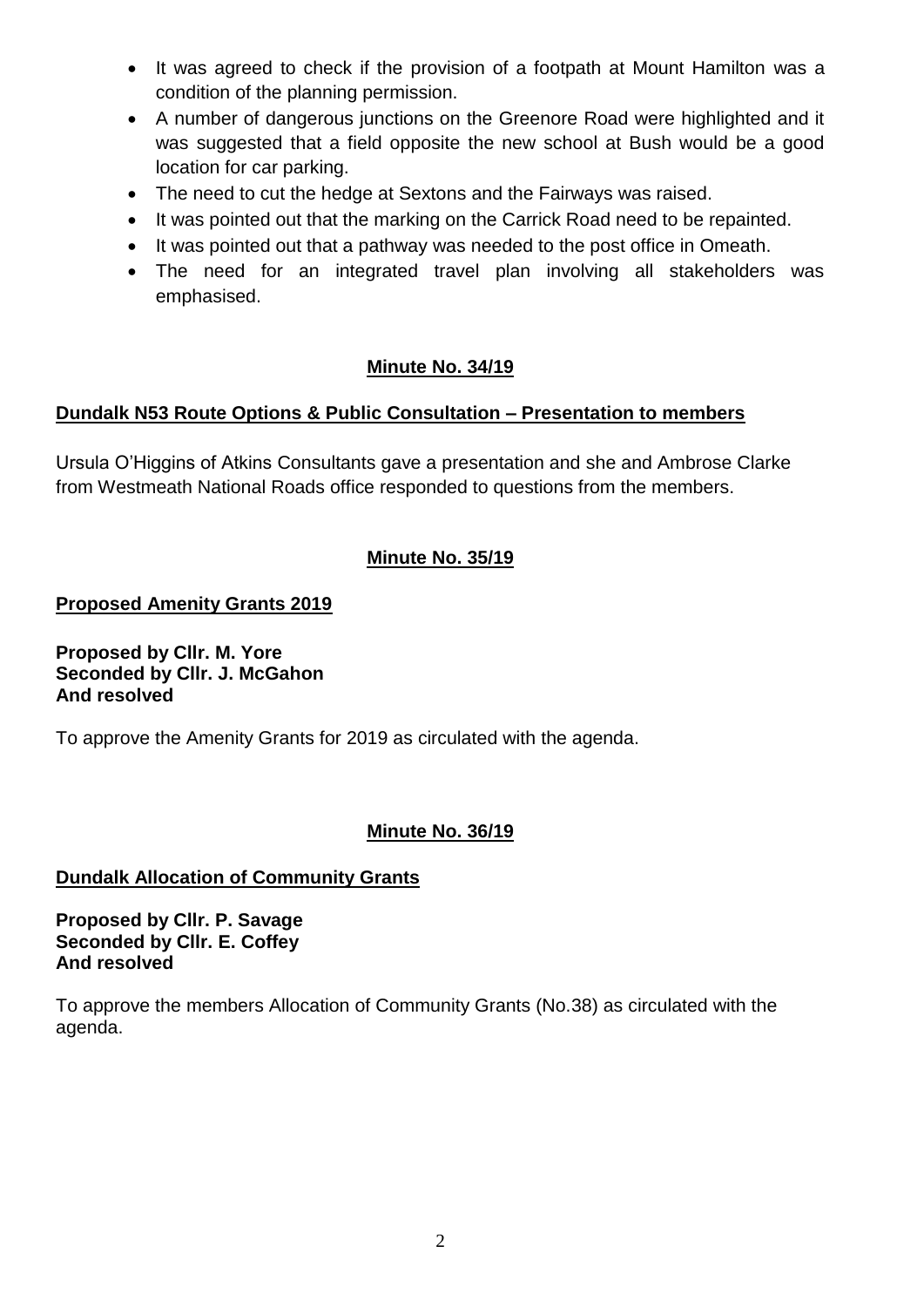- It was agreed to check if the provision of a footpath at Mount Hamilton was a condition of the planning permission.
- A number of dangerous junctions on the Greenore Road were highlighted and it was suggested that a field opposite the new school at Bush would be a good location for car parking.
- The need to cut the hedge at Sextons and the Fairways was raised.
- It was pointed out that the marking on the Carrick Road need to be repainted.
- It was pointed out that a pathway was needed to the post office in Omeath.
- The need for an integrated travel plan involving all stakeholders was emphasised.

## Minute No. 34/19

**Dundalk N53 Route Options & Public Consultation – Presentation to members**

Ursula O'Higgins of Atkins Consultants gave a presentation and she and Ambrose Clarke from Westmeath National Roads office responded to questions from the members.

## Minute No. 35/19

**Proposed Amenity Grants 2019**

**Proposed by Cllr. M. Yore**
**Seconded by Cllr. J. McGahon**
**And resolved**

To approve the Amenity Grants for 2019 as circulated with the agenda.

## Minute No. 36/19

**Dundalk Allocation of Community Grants**

**Proposed by Cllr. P. Savage**
**Seconded by Cllr. E. Coffey**
**And resolved**

To approve the members Allocation of Community Grants (No.38) as circulated with the agenda.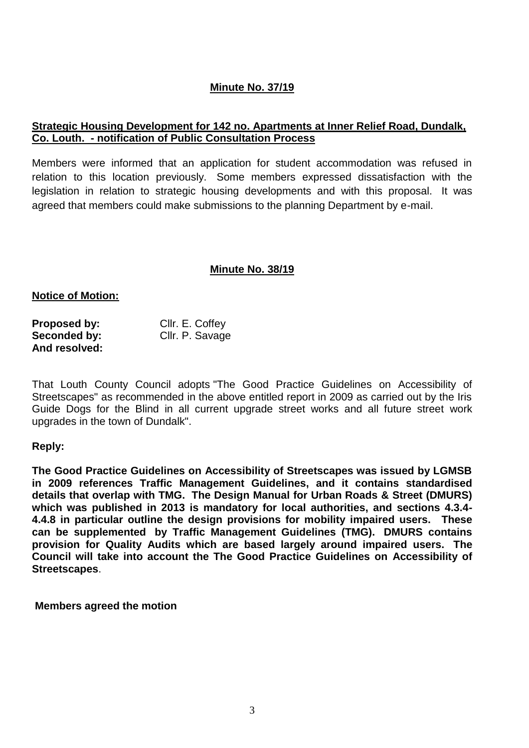**Minute No. 37/19**

**Strategic Housing Development for 142 no. Apartments at Inner Relief Road, Dundalk, Co. Louth. - notification of Public Consultation Process**

Members were informed that an application for student accommodation was refused in relation to this location previously. Some members expressed dissatisfaction with the legislation in relation to strategic housing developments and with this proposal. It was agreed that members could make submissions to the planning Department by e-mail.

**Minute No. 38/19**

**Notice of Motion:**

**Proposed by:** Cllr. E. Coffey
**Seconded by:** Cllr. P. Savage
**And resolved:**

That Louth County Council adopts "The Good Practice Guidelines on Accessibility of Streetscapes" as recommended in the above entitled report in 2009 as carried out by the Iris Guide Dogs for the Blind in all current upgrade street works and all future street work upgrades in the town of Dundalk".

**Reply:**

**The Good Practice Guidelines on Accessibility of Streetscapes was issued by LGMSB in 2009 references Traffic Management Guidelines, and it contains standardised details that overlap with TMG. The Design Manual for Urban Roads & Street (DMURS) which was published in 2013 is mandatory for local authorities, and sections 4.3.4-4.4.8 in particular outline the design provisions for mobility impaired users. These can be supplemented by Traffic Management Guidelines (TMG). DMURS contains provision for Quality Audits which are based largely around impaired users. The Council will take into account the The Good Practice Guidelines on Accessibility of Streetscapes**.

**Members agreed the motion**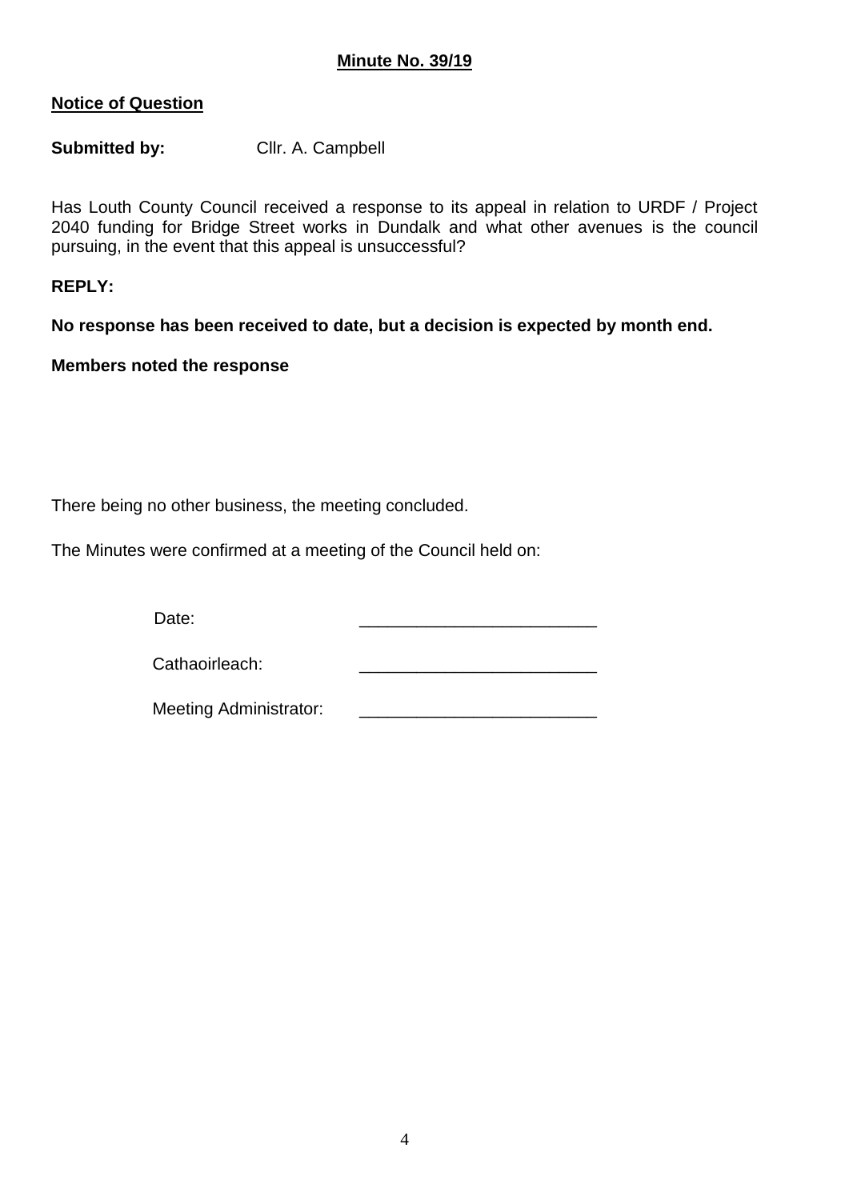**Minute No. 39/19**

**Notice of Question**

**Submitted by:** Cllr. A. Campbell

Has Louth County Council received a response to its appeal in relation to URDF / Project 2040 funding for Bridge Street works in Dundalk and what other avenues is the council pursuing, in the event that this appeal is unsuccessful?

**REPLY:**

**No response has been received to date, but a decision is expected by month end.**

**Members noted the response**

There being no other business, the meeting concluded.

The Minutes were confirmed at a meeting of the Council held on:

Date: \_\_\_\_\_\_\_\_\_\_\_\_\_\_\_\_\_\_\_\_\_\_\_\_\_

Cathaoirleach: \_\_\_\_\_\_\_\_\_\_\_\_\_\_\_\_\_\_\_\_\_\_\_\_\_

Meeting Administrator: \_\_\_\_\_\_\_\_\_\_\_\_\_\_\_\_\_\_\_\_\_\_\_\_\_